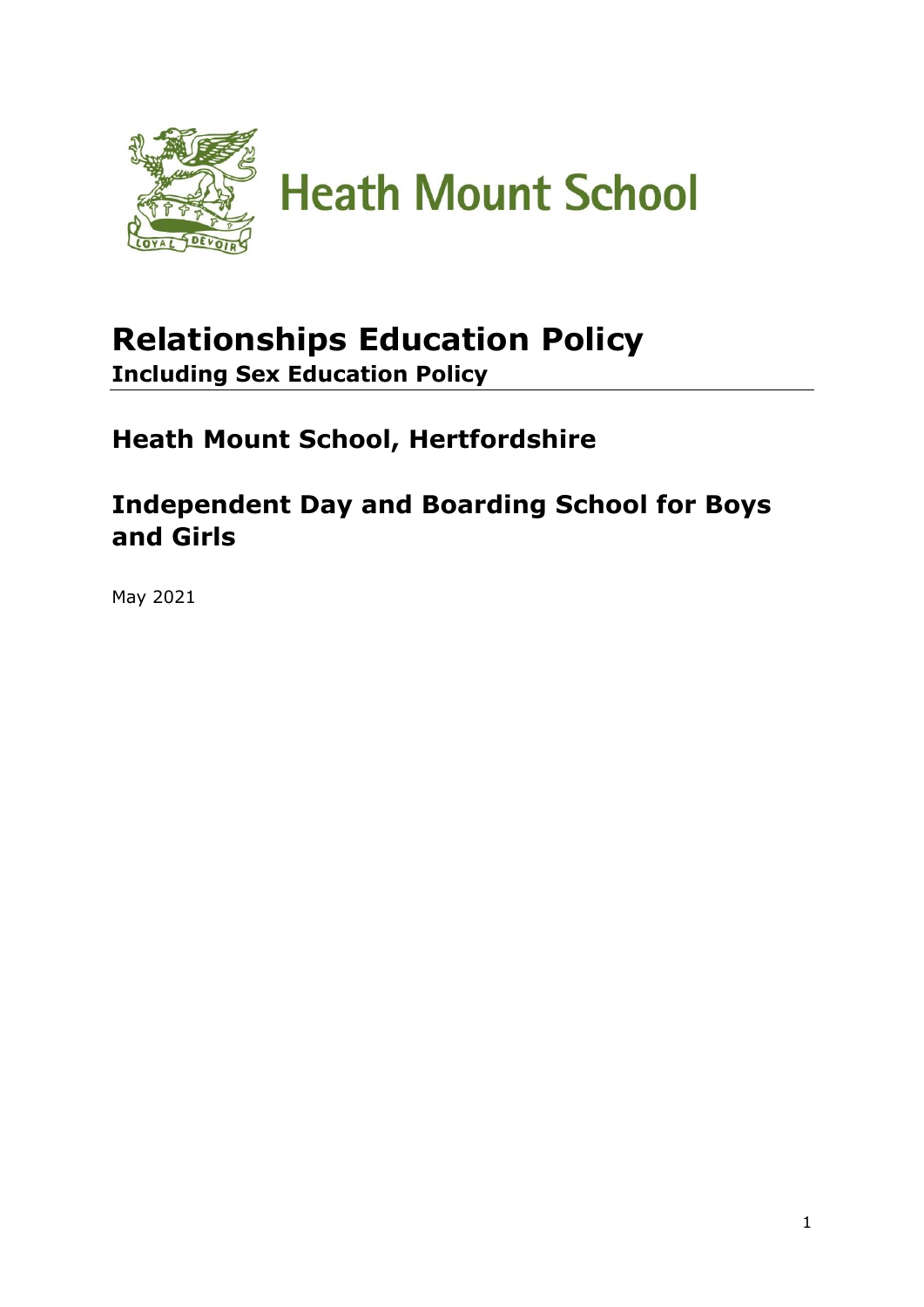Heath Mount School

# Relationships Education Policy

**Including Sex Education Policy**

## Heath Mount School, Hertfordshire

## Independent Day and Boarding School for Boys and Girls

May 2021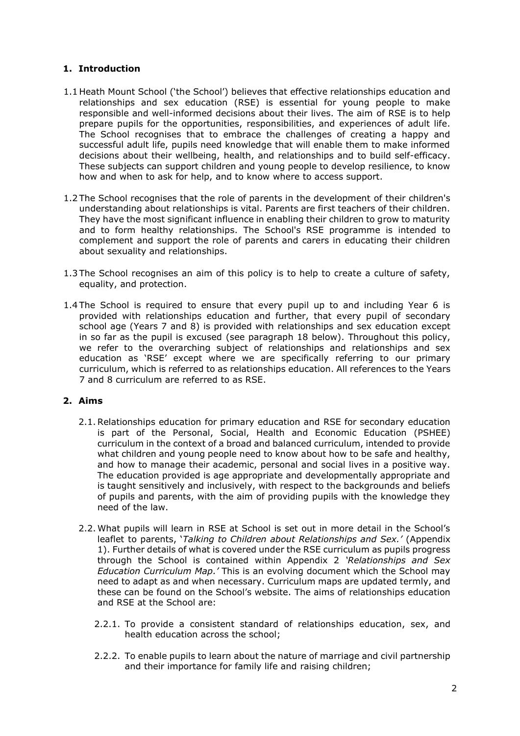## 1. Introduction

1.1 Heath Mount School ('the School') believes that effective relationships education and relationships and sex education (RSE) is essential for young people to make responsible and well-informed decisions about their lives. The aim of RSE is to help prepare pupils for the opportunities, responsibilities, and experiences of adult life. The School recognises that to embrace the challenges of creating a happy and successful adult life, pupils need knowledge that will enable them to make informed decisions about their wellbeing, health, and relationships and to build self-efficacy. These subjects can support children and young people to develop resilience, to know how and when to ask for help, and to know where to access support.

1.2 The School recognises that the role of parents in the development of their children's understanding about relationships is vital. Parents are first teachers of their children. They have the most significant influence in enabling their children to grow to maturity and to form healthy relationships. The School's RSE programme is intended to complement and support the role of parents and carers in educating their children about sexuality and relationships.

1.3 The School recognises an aim of this policy is to help to create a culture of safety, equality, and protection.

1.4 The School is required to ensure that every pupil up to and including Year 6 is provided with relationships education and further, that every pupil of secondary school age (Years 7 and 8) is provided with relationships and sex education except in so far as the pupil is excused (see paragraph 18 below). Throughout this policy, we refer to the overarching subject of relationships and relationships and sex education as 'RSE' except where we are specifically referring to our primary curriculum, which is referred to as relationships education. All references to the Years 7 and 8 curriculum are referred to as RSE.

## 2. Aims

2.1. Relationships education for primary education and RSE for secondary education is part of the Personal, Social, Health and Economic Education (PSHEE) curriculum in the context of a broad and balanced curriculum, intended to provide what children and young people need to know about how to be safe and healthy, and how to manage their academic, personal and social lives in a positive way. The education provided is age appropriate and developmentally appropriate and is taught sensitively and inclusively, with respect to the backgrounds and beliefs of pupils and parents, with the aim of providing pupils with the knowledge they need of the law.

2.2. What pupils will learn in RSE at School is set out in more detail in the School's leaflet to parents, '*Talking to Children about Relationships and Sex.*' (Appendix 1). Further details of what is covered under the RSE curriculum as pupils progress through the School is contained within Appendix 2 *'Relationships and Sex Education Curriculum Map.'* This is an evolving document which the School may need to adapt as and when necessary. Curriculum maps are updated termly, and these can be found on the School's website. The aims of relationships education and RSE at the School are:

2.2.1. To provide a consistent standard of relationships education, sex, and health education across the school;

2.2.2. To enable pupils to learn about the nature of marriage and civil partnership and their importance for family life and raising children;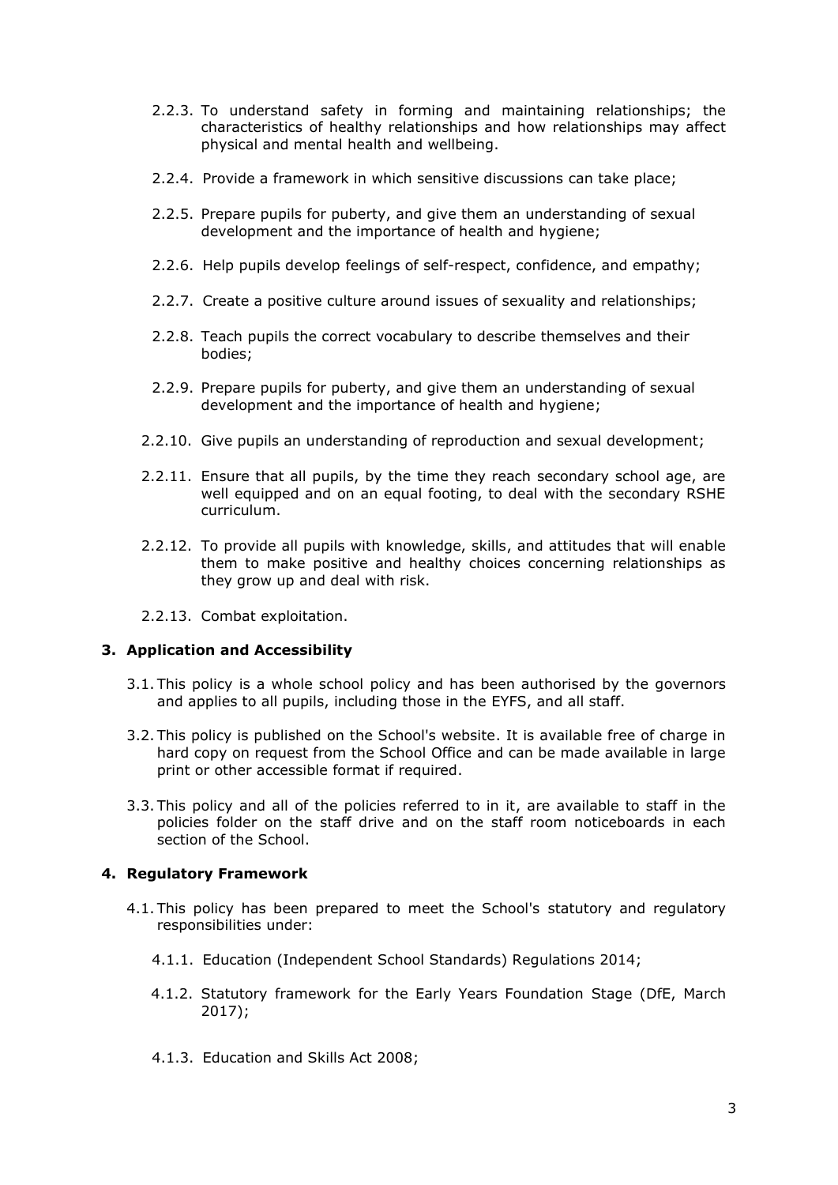2.2.3. To understand safety in forming and maintaining relationships; the characteristics of healthy relationships and how relationships may affect physical and mental health and wellbeing.

2.2.4. Provide a framework in which sensitive discussions can take place;

2.2.5. Prepare pupils for puberty, and give them an understanding of sexual development and the importance of health and hygiene;

2.2.6. Help pupils develop feelings of self-respect, confidence, and empathy;

2.2.7. Create a positive culture around issues of sexuality and relationships;

2.2.8. Teach pupils the correct vocabulary to describe themselves and their bodies;

2.2.9. Prepare pupils for puberty, and give them an understanding of sexual development and the importance of health and hygiene;

2.2.10. Give pupils an understanding of reproduction and sexual development;

2.2.11. Ensure that all pupils, by the time they reach secondary school age, are well equipped and on an equal footing, to deal with the secondary RSHE curriculum.

2.2.12. To provide all pupils with knowledge, skills, and attitudes that will enable them to make positive and healthy choices concerning relationships as they grow up and deal with risk.

2.2.13. Combat exploitation.

### 3. Application and Accessibility

3.1. This policy is a whole school policy and has been authorised by the governors and applies to all pupils, including those in the EYFS, and all staff.

3.2. This policy is published on the School's website. It is available free of charge in hard copy on request from the School Office and can be made available in large print or other accessible format if required.

3.3. This policy and all of the policies referred to in it, are available to staff in the policies folder on the staff drive and on the staff room noticeboards in each section of the School.

### 4. Regulatory Framework

4.1. This policy has been prepared to meet the School's statutory and regulatory responsibilities under:

4.1.1. Education (Independent School Standards) Regulations 2014;

4.1.2. Statutory framework for the Early Years Foundation Stage (DfE, March 2017);

4.1.3. Education and Skills Act 2008;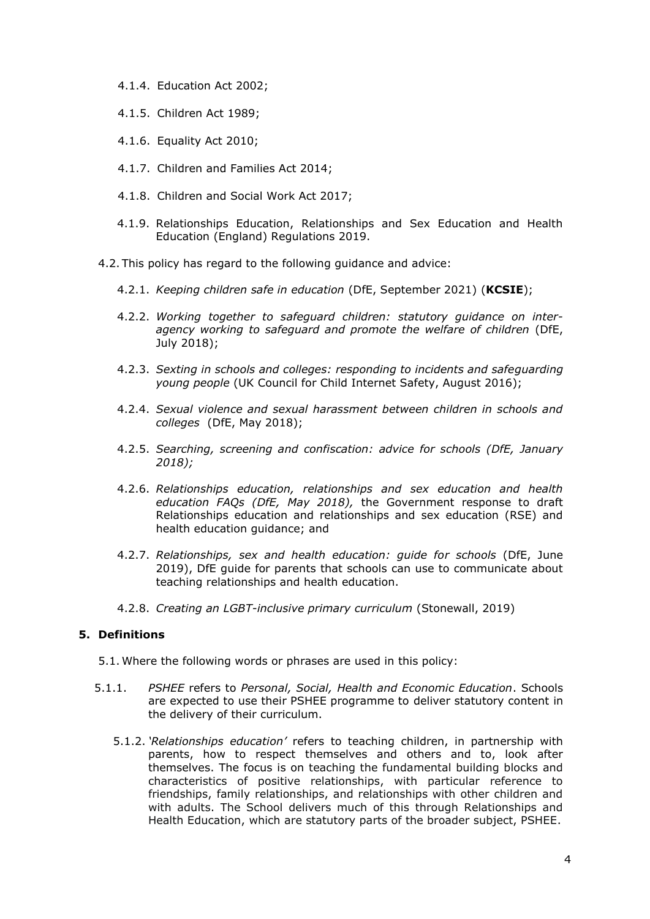4.1.4. Education Act 2002;

4.1.5. Children Act 1989;

4.1.6. Equality Act 2010;

4.1.7. Children and Families Act 2014;

4.1.8. Children and Social Work Act 2017;

4.1.9. Relationships Education, Relationships and Sex Education and Health Education (England) Regulations 2019.

4.2. This policy has regard to the following guidance and advice:

4.2.1. *Keeping children safe in education* (DfE, September 2021) (**KCSIE**);

4.2.2. *Working together to safeguard children: statutory guidance on inter-agency working to safeguard and promote the welfare of children* (DfE, July 2018);

4.2.3. *Sexting in schools and colleges: responding to incidents and safeguarding young people* (UK Council for Child Internet Safety, August 2016);

4.2.4. *Sexual violence and sexual harassment between children in schools and colleges* (DfE, May 2018);

4.2.5. *Searching, screening and confiscation: advice for schools (DfE, January 2018);*

4.2.6. *Relationships education, relationships and sex education and health education FAQs (DfE, May 2018),* the Government response to draft Relationships education and relationships and sex education (RSE) and health education guidance; and

4.2.7. *Relationships, sex and health education: guide for schools* (DfE, June 2019), DfE guide for parents that schools can use to communicate about teaching relationships and health education.

4.2.8. *Creating an LGBT-inclusive primary curriculum* (Stonewall, 2019)

## 5. Definitions

5.1. Where the following words or phrases are used in this policy:

5.1.1. *PSHEE* refers to *Personal, Social, Health and Economic Education*. Schools are expected to use their PSHEE programme to deliver statutory content in the delivery of their curriculum.

5.1.2. *'Relationships education'* refers to teaching children, in partnership with parents, how to respect themselves and others and to, look after themselves. The focus is on teaching the fundamental building blocks and characteristics of positive relationships, with particular reference to friendships, family relationships, and relationships with other children and with adults. The School delivers much of this through Relationships and Health Education, which are statutory parts of the broader subject, PSHEE.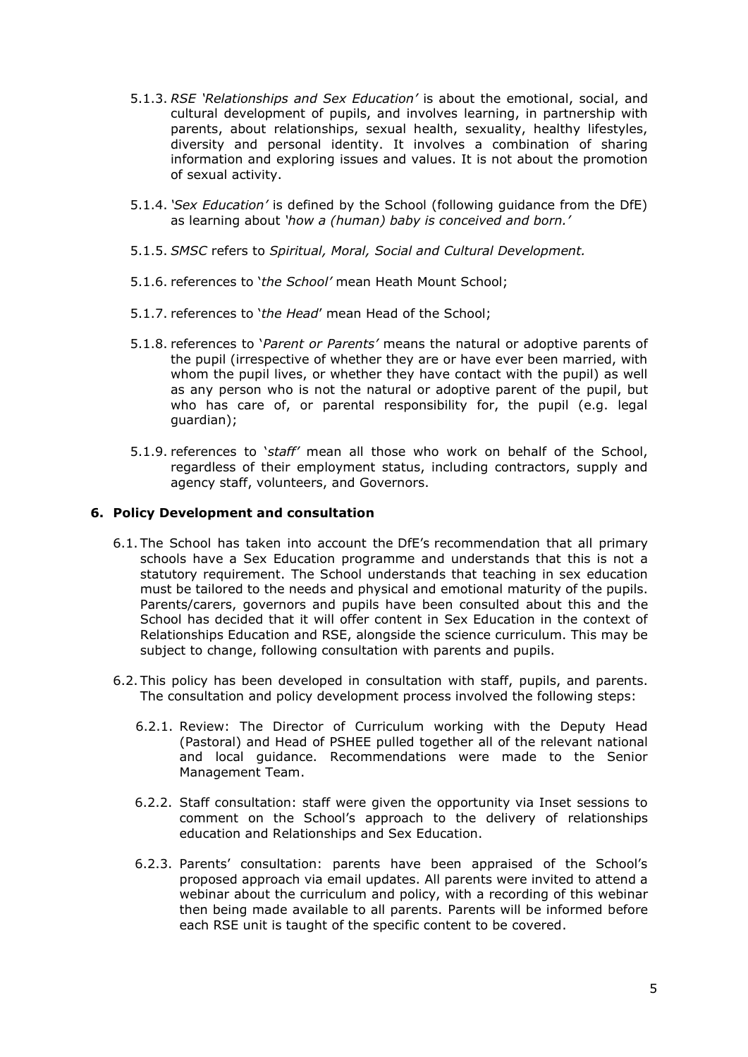5.1.3. *RSE 'Relationships and Sex Education'* is about the emotional, social, and cultural development of pupils, and involves learning, in partnership with parents, about relationships, sexual health, sexuality, healthy lifestyles, diversity and personal identity. It involves a combination of sharing information and exploring issues and values. It is not about the promotion of sexual activity.

5.1.4. *'Sex Education'* is defined by the School (following guidance from the DfE) as learning about *'how a (human) baby is conceived and born.'*

5.1.5. *SMSC* refers to *Spiritual, Moral, Social and Cultural Development.*

5.1.6. references to '*the School'* mean Heath Mount School;

5.1.7. references to '*the Head*' mean Head of the School;

5.1.8. references to '*Parent or Parents'* means the natural or adoptive parents of the pupil (irrespective of whether they are or have ever been married, with whom the pupil lives, or whether they have contact with the pupil) as well as any person who is not the natural or adoptive parent of the pupil, but who has care of, or parental responsibility for, the pupil (e.g. legal guardian);

5.1.9. references to '*staff'* mean all those who work on behalf of the School, regardless of their employment status, including contractors, supply and agency staff, volunteers, and Governors.

## 6. Policy Development and consultation

6.1. The School has taken into account the DfE's recommendation that all primary schools have a Sex Education programme and understands that this is not a statutory requirement. The School understands that teaching in sex education must be tailored to the needs and physical and emotional maturity of the pupils. Parents/carers, governors and pupils have been consulted about this and the School has decided that it will offer content in Sex Education in the context of Relationships Education and RSE, alongside the science curriculum. This may be subject to change, following consultation with parents and pupils.

6.2. This policy has been developed in consultation with staff, pupils, and parents. The consultation and policy development process involved the following steps:

6.2.1. Review: The Director of Curriculum working with the Deputy Head (Pastoral) and Head of PSHEE pulled together all of the relevant national and local guidance. Recommendations were made to the Senior Management Team.

6.2.2. Staff consultation: staff were given the opportunity via Inset sessions to comment on the School's approach to the delivery of relationships education and Relationships and Sex Education.

6.2.3. Parents' consultation: parents have been appraised of the School's proposed approach via email updates. All parents were invited to attend a webinar about the curriculum and policy, with a recording of this webinar then being made available to all parents. Parents will be informed before each RSE unit is taught of the specific content to be covered.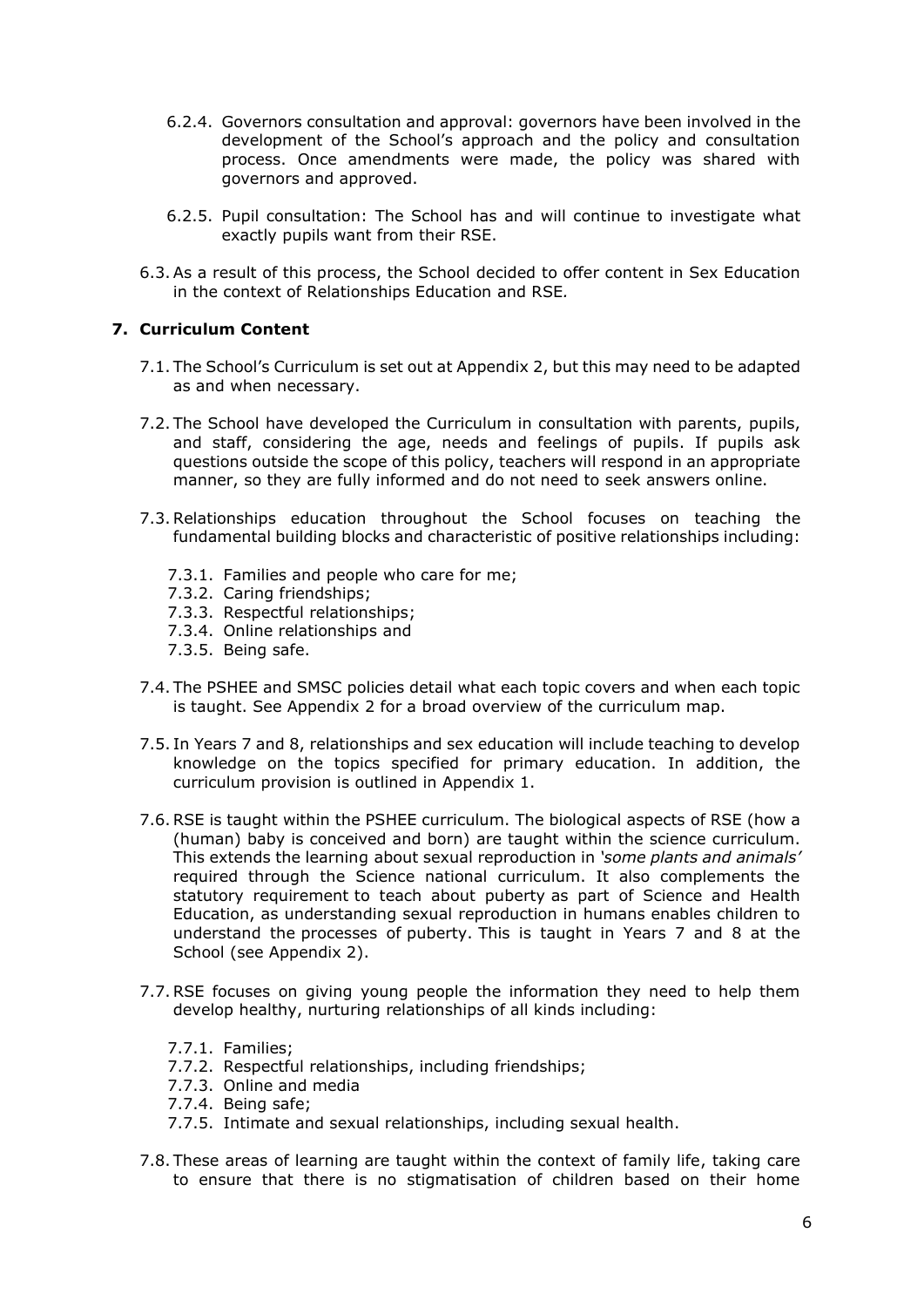6.2.4. Governors consultation and approval: governors have been involved in the development of the School's approach and the policy and consultation process. Once amendments were made, the policy was shared with governors and approved.

6.2.5. Pupil consultation: The School has and will continue to investigate what exactly pupils want from their RSE.

6.3. As a result of this process, the School decided to offer content in Sex Education in the context of Relationships Education and RSE.

## 7. Curriculum Content

7.1. The School's Curriculum is set out at Appendix 2, but this may need to be adapted as and when necessary.

7.2. The School have developed the Curriculum in consultation with parents, pupils, and staff, considering the age, needs and feelings of pupils. If pupils ask questions outside the scope of this policy, teachers will respond in an appropriate manner, so they are fully informed and do not need to seek answers online.

7.3. Relationships education throughout the School focuses on teaching the fundamental building blocks and characteristic of positive relationships including:

- 7.3.1. Families and people who care for me;
- 7.3.2. Caring friendships;
- 7.3.3. Respectful relationships;
- 7.3.4. Online relationships and
- 7.3.5. Being safe.

7.4. The PSHEE and SMSC policies detail what each topic covers and when each topic is taught. See Appendix 2 for a broad overview of the curriculum map.

7.5. In Years 7 and 8, relationships and sex education will include teaching to develop knowledge on the topics specified for primary education. In addition, the curriculum provision is outlined in Appendix 1.

7.6. RSE is taught within the PSHEE curriculum. The biological aspects of RSE (how a (human) baby is conceived and born) are taught within the science curriculum. This extends the learning about sexual reproduction in *'some plants and animals'* required through the Science national curriculum. It also complements the statutory requirement to teach about puberty as part of Science and Health Education, as understanding sexual reproduction in humans enables children to understand the processes of puberty. This is taught in Years 7 and 8 at the School (see Appendix 2).

7.7. RSE focuses on giving young people the information they need to help them develop healthy, nurturing relationships of all kinds including:

- 7.7.1. Families;
- 7.7.2. Respectful relationships, including friendships;
- 7.7.3. Online and media
- 7.7.4. Being safe;
- 7.7.5. Intimate and sexual relationships, including sexual health.

7.8. These areas of learning are taught within the context of family life, taking care to ensure that there is no stigmatisation of children based on their home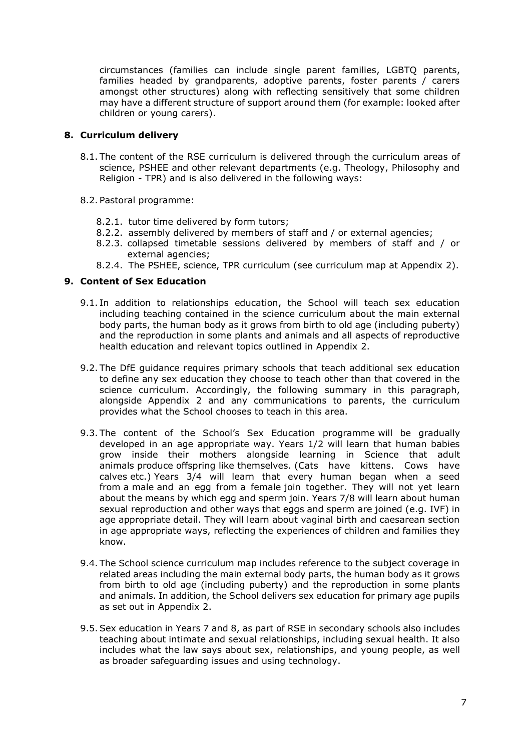circumstances (families can include single parent families, LGBTQ parents, families headed by grandparents, adoptive parents, foster parents / carers amongst other structures) along with reflecting sensitively that some children may have a different structure of support around them (for example: looked after children or young carers).

## 8. Curriculum delivery

8.1. The content of the RSE curriculum is delivered through the curriculum areas of science, PSHEE and other relevant departments (e.g. Theology, Philosophy and Religion - TPR) and is also delivered in the following ways:

8.2. Pastoral programme:

- 8.2.1. tutor time delivered by form tutors;
- 8.2.2. assembly delivered by members of staff and / or external agencies;
- 8.2.3. collapsed timetable sessions delivered by members of staff and / or external agencies;
- 8.2.4. The PSHEE, science, TPR curriculum (see curriculum map at Appendix 2).

## 9. Content of Sex Education

9.1. In addition to relationships education, the School will teach sex education including teaching contained in the science curriculum about the main external body parts, the human body as it grows from birth to old age (including puberty) and the reproduction in some plants and animals and all aspects of reproductive health education and relevant topics outlined in Appendix 2.

9.2. The DfE guidance requires primary schools that teach additional sex education to define any sex education they choose to teach other than that covered in the science curriculum. Accordingly, the following summary in this paragraph, alongside Appendix 2 and any communications to parents, the curriculum provides what the School chooses to teach in this area.

9.3. The content of the School's Sex Education programme will be gradually developed in an age appropriate way. Years 1/2 will learn that human babies grow inside their mothers alongside learning in Science that adult animals produce offspring like themselves. (Cats have kittens. Cows have calves etc.) Years 3/4 will learn that every human began when a seed from a male and an egg from a female join together. They will not yet learn about the means by which egg and sperm join. Years 7/8 will learn about human sexual reproduction and other ways that eggs and sperm are joined (e.g. IVF) in age appropriate detail. They will learn about vaginal birth and caesarean section in age appropriate ways, reflecting the experiences of children and families they know.

9.4. The School science curriculum map includes reference to the subject coverage in related areas including the main external body parts, the human body as it grows from birth to old age (including puberty) and the reproduction in some plants and animals. In addition, the School delivers sex education for primary age pupils as set out in Appendix 2.

9.5. Sex education in Years 7 and 8, as part of RSE in secondary schools also includes teaching about intimate and sexual relationships, including sexual health. It also includes what the law says about sex, relationships, and young people, as well as broader safeguarding issues and using technology.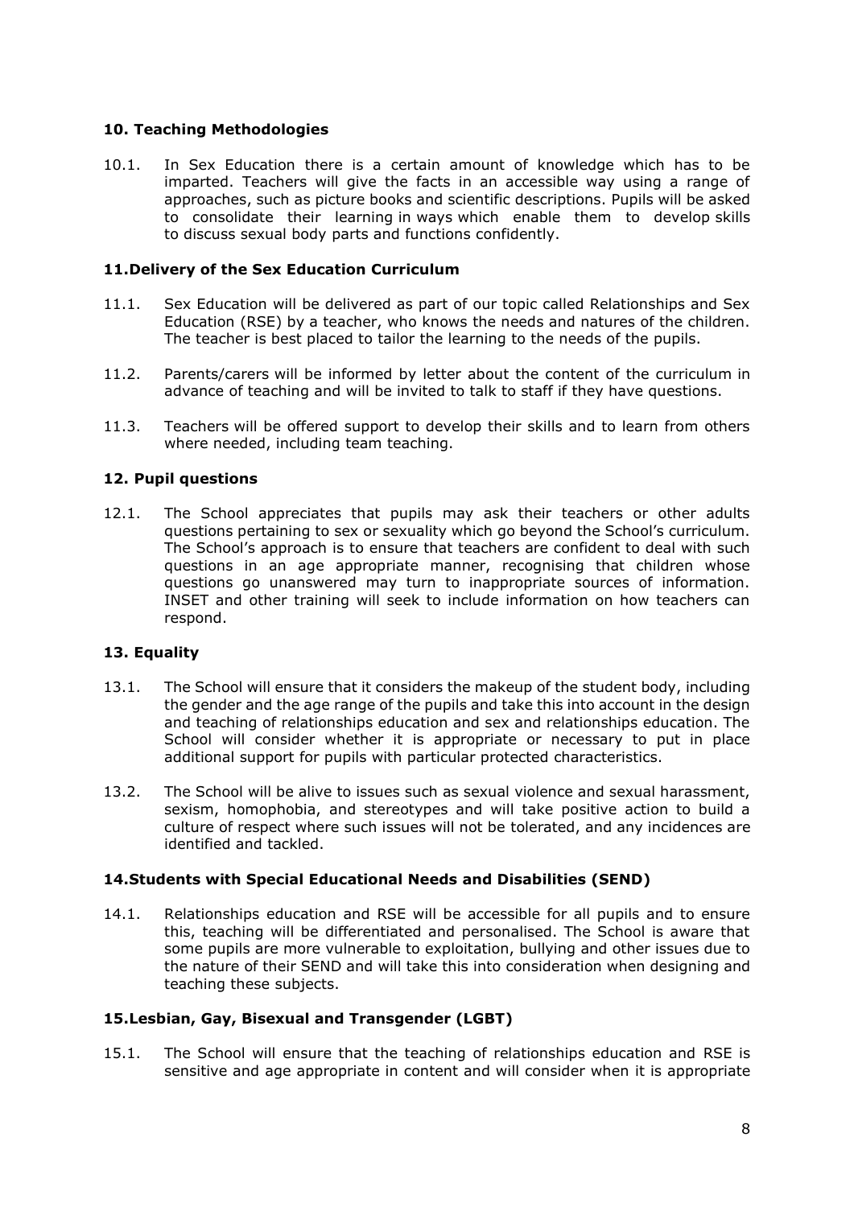## 10. Teaching Methodologies

10.1. In Sex Education there is a certain amount of knowledge which has to be imparted. Teachers will give the facts in an accessible way using a range of approaches, such as picture books and scientific descriptions. Pupils will be asked to consolidate their learning in ways which enable them to develop skills to discuss sexual body parts and functions confidently.

## 11. Delivery of the Sex Education Curriculum

11.1. Sex Education will be delivered as part of our topic called Relationships and Sex Education (RSE) by a teacher, who knows the needs and natures of the children. The teacher is best placed to tailor the learning to the needs of the pupils.

11.2. Parents/carers will be informed by letter about the content of the curriculum in advance of teaching and will be invited to talk to staff if they have questions.

11.3. Teachers will be offered support to develop their skills and to learn from others where needed, including team teaching.

## 12. Pupil questions

12.1. The School appreciates that pupils may ask their teachers or other adults questions pertaining to sex or sexuality which go beyond the School's curriculum. The School's approach is to ensure that teachers are confident to deal with such questions in an age appropriate manner, recognising that children whose questions go unanswered may turn to inappropriate sources of information. INSET and other training will seek to include information on how teachers can respond.

## 13. Equality

13.1. The School will ensure that it considers the makeup of the student body, including the gender and the age range of the pupils and take this into account in the design and teaching of relationships education and sex and relationships education. The School will consider whether it is appropriate or necessary to put in place additional support for pupils with particular protected characteristics.

13.2. The School will be alive to issues such as sexual violence and sexual harassment, sexism, homophobia, and stereotypes and will take positive action to build a culture of respect where such issues will not be tolerated, and any incidences are identified and tackled.

## 14. Students with Special Educational Needs and Disabilities (SEND)

14.1. Relationships education and RSE will be accessible for all pupils and to ensure this, teaching will be differentiated and personalised. The School is aware that some pupils are more vulnerable to exploitation, bullying and other issues due to the nature of their SEND and will take this into consideration when designing and teaching these subjects.

## 15. Lesbian, Gay, Bisexual and Transgender (LGBT)

15.1. The School will ensure that the teaching of relationships education and RSE is sensitive and age appropriate in content and will consider when it is appropriate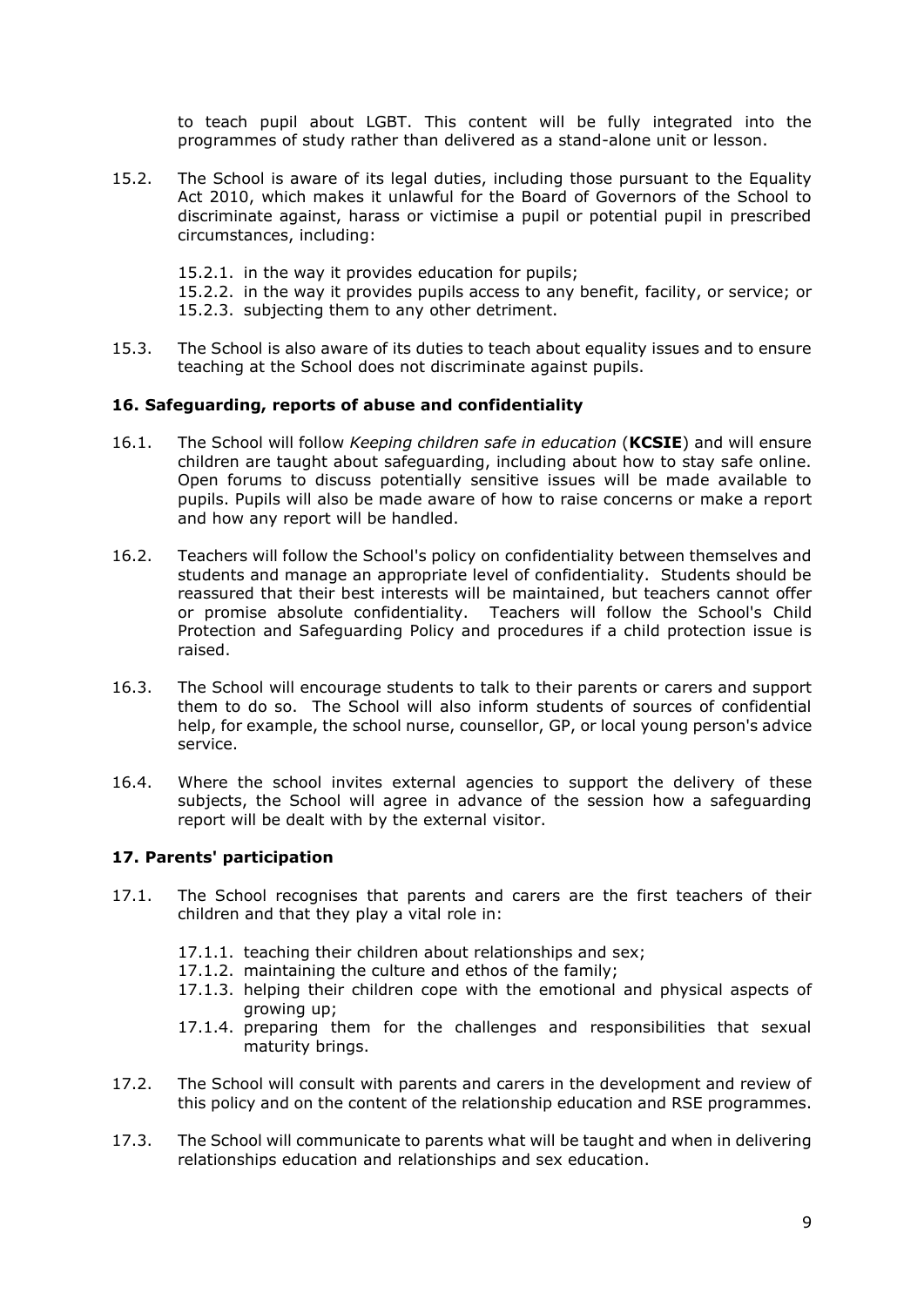to teach pupil about LGBT. This content will be fully integrated into the programmes of study rather than delivered as a stand-alone unit or lesson.

15.2. The School is aware of its legal duties, including those pursuant to the Equality Act 2010, which makes it unlawful for the Board of Governors of the School to discriminate against, harass or victimise a pupil or potential pupil in prescribed circumstances, including:

- 15.2.1. in the way it provides education for pupils;
- 15.2.2. in the way it provides pupils access to any benefit, facility, or service; or
- 15.2.3. subjecting them to any other detriment.

15.3. The School is also aware of its duties to teach about equality issues and to ensure teaching at the School does not discriminate against pupils.

### 16. Safeguarding, reports of abuse and confidentiality

16.1. The School will follow *Keeping children safe in education* (**KCSIE**) and will ensure children are taught about safeguarding, including about how to stay safe online. Open forums to discuss potentially sensitive issues will be made available to pupils. Pupils will also be made aware of how to raise concerns or make a report and how any report will be handled.

16.2. Teachers will follow the School's policy on confidentiality between themselves and students and manage an appropriate level of confidentiality. Students should be reassured that their best interests will be maintained, but teachers cannot offer or promise absolute confidentiality. Teachers will follow the School's Child Protection and Safeguarding Policy and procedures if a child protection issue is raised.

16.3. The School will encourage students to talk to their parents or carers and support them to do so. The School will also inform students of sources of confidential help, for example, the school nurse, counsellor, GP, or local young person's advice service.

16.4. Where the school invites external agencies to support the delivery of these subjects, the School will agree in advance of the session how a safeguarding report will be dealt with by the external visitor.

### 17. Parents' participation

17.1. The School recognises that parents and carers are the first teachers of their children and that they play a vital role in:

- 17.1.1. teaching their children about relationships and sex;
- 17.1.2. maintaining the culture and ethos of the family;
- 17.1.3. helping their children cope with the emotional and physical aspects of growing up;
- 17.1.4. preparing them for the challenges and responsibilities that sexual maturity brings.

17.2. The School will consult with parents and carers in the development and review of this policy and on the content of the relationship education and RSE programmes.

17.3. The School will communicate to parents what will be taught and when in delivering relationships education and relationships and sex education.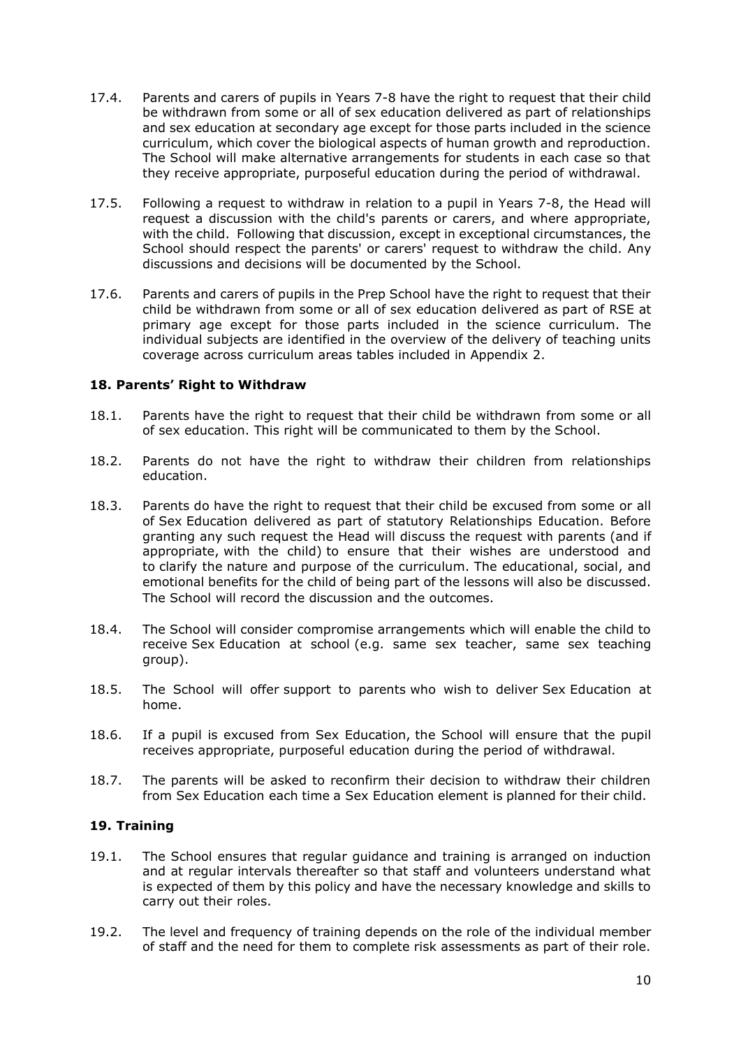17.4. Parents and carers of pupils in Years 7-8 have the right to request that their child be withdrawn from some or all of sex education delivered as part of relationships and sex education at secondary age except for those parts included in the science curriculum, which cover the biological aspects of human growth and reproduction. The School will make alternative arrangements for students in each case so that they receive appropriate, purposeful education during the period of withdrawal.

17.5. Following a request to withdraw in relation to a pupil in Years 7-8, the Head will request a discussion with the child's parents or carers, and where appropriate, with the child. Following that discussion, except in exceptional circumstances, the School should respect the parents' or carers' request to withdraw the child. Any discussions and decisions will be documented by the School.

17.6. Parents and carers of pupils in the Prep School have the right to request that their child be withdrawn from some or all of sex education delivered as part of RSE at primary age except for those parts included in the science curriculum. The individual subjects are identified in the overview of the delivery of teaching units coverage across curriculum areas tables included in Appendix 2.

### 18. Parents' Right to Withdraw

18.1. Parents have the right to request that their child be withdrawn from some or all of sex education. This right will be communicated to them by the School.

18.2. Parents do not have the right to withdraw their children from relationships education.

18.3. Parents do have the right to request that their child be excused from some or all of Sex Education delivered as part of statutory Relationships Education. Before granting any such request the Head will discuss the request with parents (and if appropriate, with the child) to ensure that their wishes are understood and to clarify the nature and purpose of the curriculum. The educational, social, and emotional benefits for the child of being part of the lessons will also be discussed. The School will record the discussion and the outcomes.

18.4. The School will consider compromise arrangements which will enable the child to receive Sex Education at school (e.g. same sex teacher, same sex teaching group).

18.5. The School will offer support to parents who wish to deliver Sex Education at home.

18.6. If a pupil is excused from Sex Education, the School will ensure that the pupil receives appropriate, purposeful education during the period of withdrawal.

18.7. The parents will be asked to reconfirm their decision to withdraw their children from Sex Education each time a Sex Education element is planned for their child.

### 19. Training

19.1. The School ensures that regular guidance and training is arranged on induction and at regular intervals thereafter so that staff and volunteers understand what is expected of them by this policy and have the necessary knowledge and skills to carry out their roles.

19.2. The level and frequency of training depends on the role of the individual member of staff and the need for them to complete risk assessments as part of their role.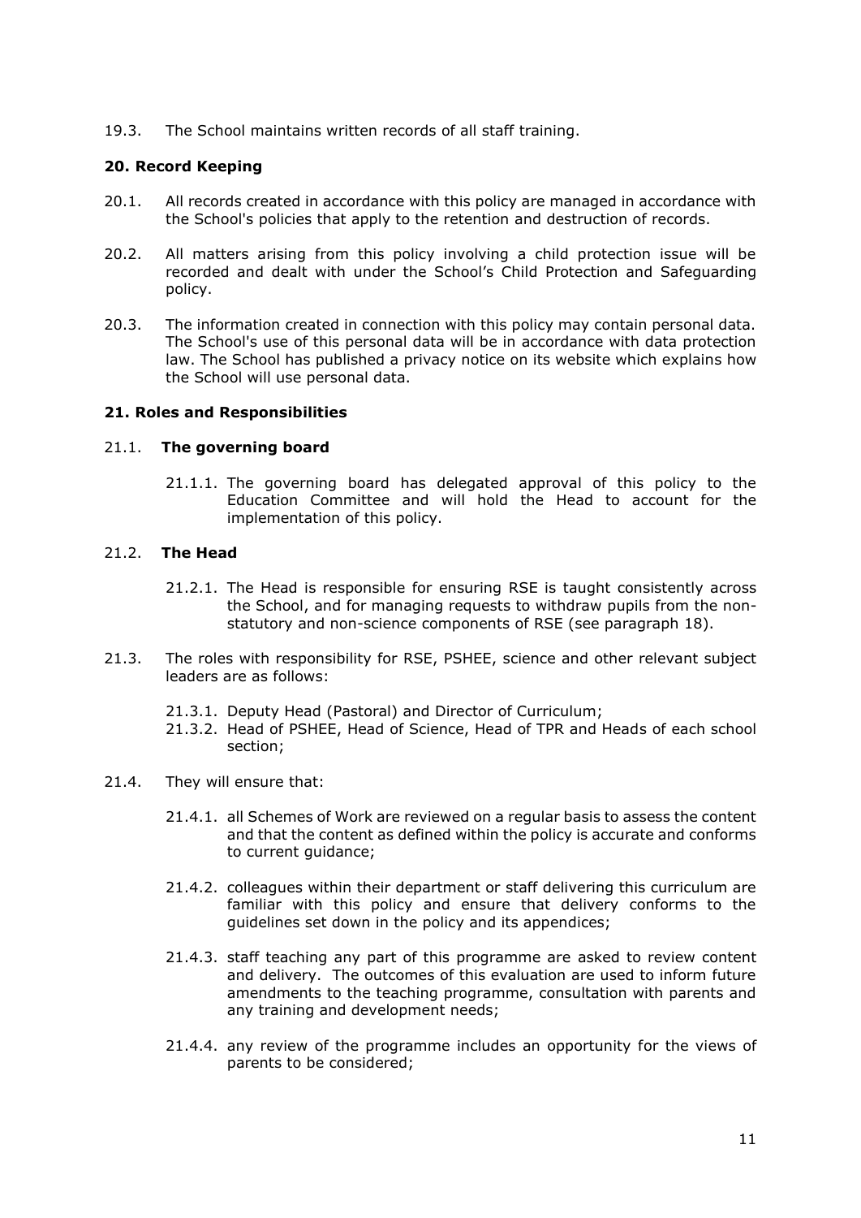19.3. The School maintains written records of all staff training.

**20. Record Keeping**

20.1. All records created in accordance with this policy are managed in accordance with the School's policies that apply to the retention and destruction of records.

20.2. All matters arising from this policy involving a child protection issue will be recorded and dealt with under the School's Child Protection and Safeguarding policy.

20.3. The information created in connection with this policy may contain personal data. The School's use of this personal data will be in accordance with data protection law. The School has published a privacy notice on its website which explains how the School will use personal data.

**21. Roles and Responsibilities**

21.1. **The governing board**

21.1.1. The governing board has delegated approval of this policy to the Education Committee and will hold the Head to account for the implementation of this policy.

21.2. **The Head**

21.2.1. The Head is responsible for ensuring RSE is taught consistently across the School, and for managing requests to withdraw pupils from the non-statutory and non-science components of RSE (see paragraph 18).

21.3. The roles with responsibility for RSE, PSHEE, science and other relevant subject leaders are as follows:

21.3.1. Deputy Head (Pastoral) and Director of Curriculum;
21.3.2. Head of PSHEE, Head of Science, Head of TPR and Heads of each school section;

21.4. They will ensure that:

21.4.1. all Schemes of Work are reviewed on a regular basis to assess the content and that the content as defined within the policy is accurate and conforms to current guidance;

21.4.2. colleagues within their department or staff delivering this curriculum are familiar with this policy and ensure that delivery conforms to the guidelines set down in the policy and its appendices;

21.4.3. staff teaching any part of this programme are asked to review content and delivery. The outcomes of this evaluation are used to inform future amendments to the teaching programme, consultation with parents and any training and development needs;

21.4.4. any review of the programme includes an opportunity for the views of parents to be considered;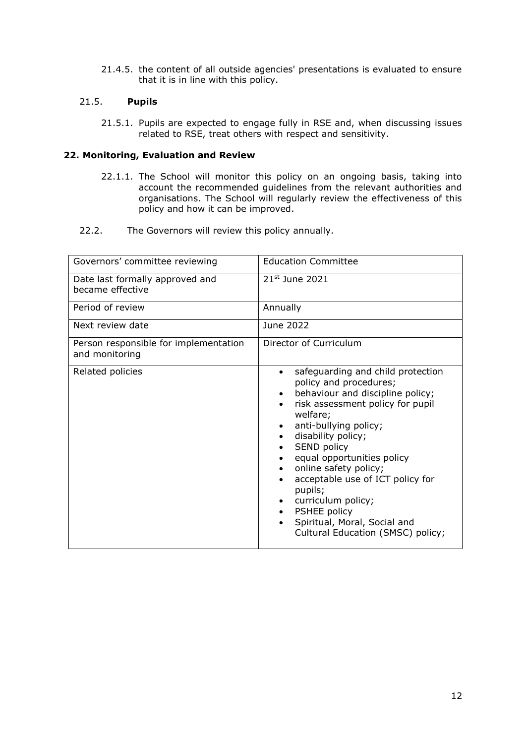21.4.5. the content of all outside agencies' presentations is evaluated to ensure that it is in line with this policy.

21.5. **Pupils**

21.5.1. Pupils are expected to engage fully in RSE and, when discussing issues related to RSE, treat others with respect and sensitivity.

## 22. Monitoring, Evaluation and Review

22.1.1. The School will monitor this policy on an ongoing basis, taking into account the recommended guidelines from the relevant authorities and organisations. The School will regularly review the effectiveness of this policy and how it can be improved.

22.2. The Governors will review this policy annually.

| Governors' committee reviewing | Education Committee |
|---|---|
| Date last formally approved and became effective | 21st June 2021 |
| Period of review | Annually |
| Next review date | June 2022 |
| Person responsible for implementation and monitoring | Director of Curriculum |
| Related policies | • safeguarding and child protection policy and procedures;<br>• behaviour and discipline policy;<br>• risk assessment policy for pupil welfare;<br>• anti-bullying policy;<br>• disability policy;<br>• SEND policy<br>• equal opportunities policy<br>• online safety policy;<br>• acceptable use of ICT policy for pupils;<br>• curriculum policy;<br>• PSHEE policy<br>• Spiritual, Moral, Social and Cultural Education (SMSC) policy; |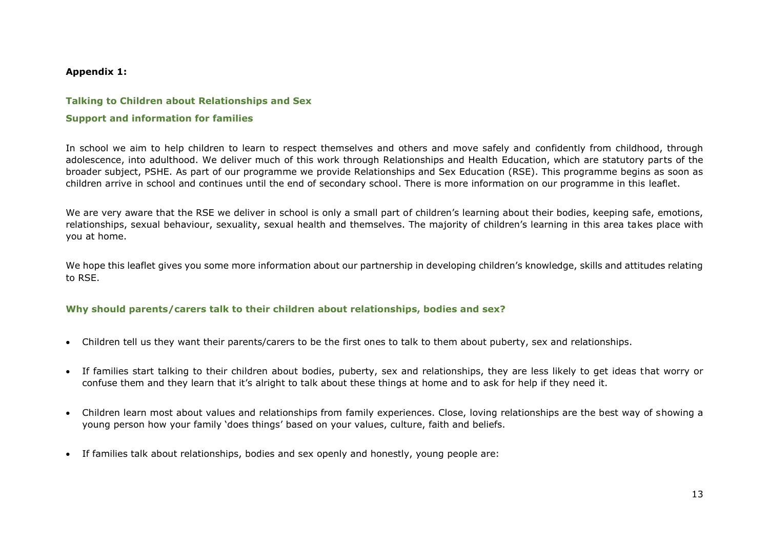**Appendix 1:**

## Talking to Children about Relationships and Sex

### Support and information for families

In school we aim to help children to learn to respect themselves and others and move safely and confidently from childhood, through adolescence, into adulthood. We deliver much of this work through Relationships and Health Education, which are statutory parts of the broader subject, PSHE. As part of our programme we provide Relationships and Sex Education (RSE). This programme begins as soon as children arrive in school and continues until the end of secondary school. There is more information on our programme in this leaflet.

We are very aware that the RSE we deliver in school is only a small part of children's learning about their bodies, keeping safe, emotions, relationships, sexual behaviour, sexuality, sexual health and themselves. The majority of children's learning in this area takes place with you at home.

We hope this leaflet gives you some more information about our partnership in developing children's knowledge, skills and attitudes relating to RSE.

### Why should parents/carers talk to their children about relationships, bodies and sex?

- Children tell us they want their parents/carers to be the first ones to talk to them about puberty, sex and relationships.
- If families start talking to their children about bodies, puberty, sex and relationships, they are less likely to get ideas that worry or confuse them and they learn that it's alright to talk about these things at home and to ask for help if they need it.
- Children learn most about values and relationships from family experiences. Close, loving relationships are the best way of showing a young person how your family 'does things' based on your values, culture, faith and beliefs.
- If families talk about relationships, bodies and sex openly and honestly, young people are: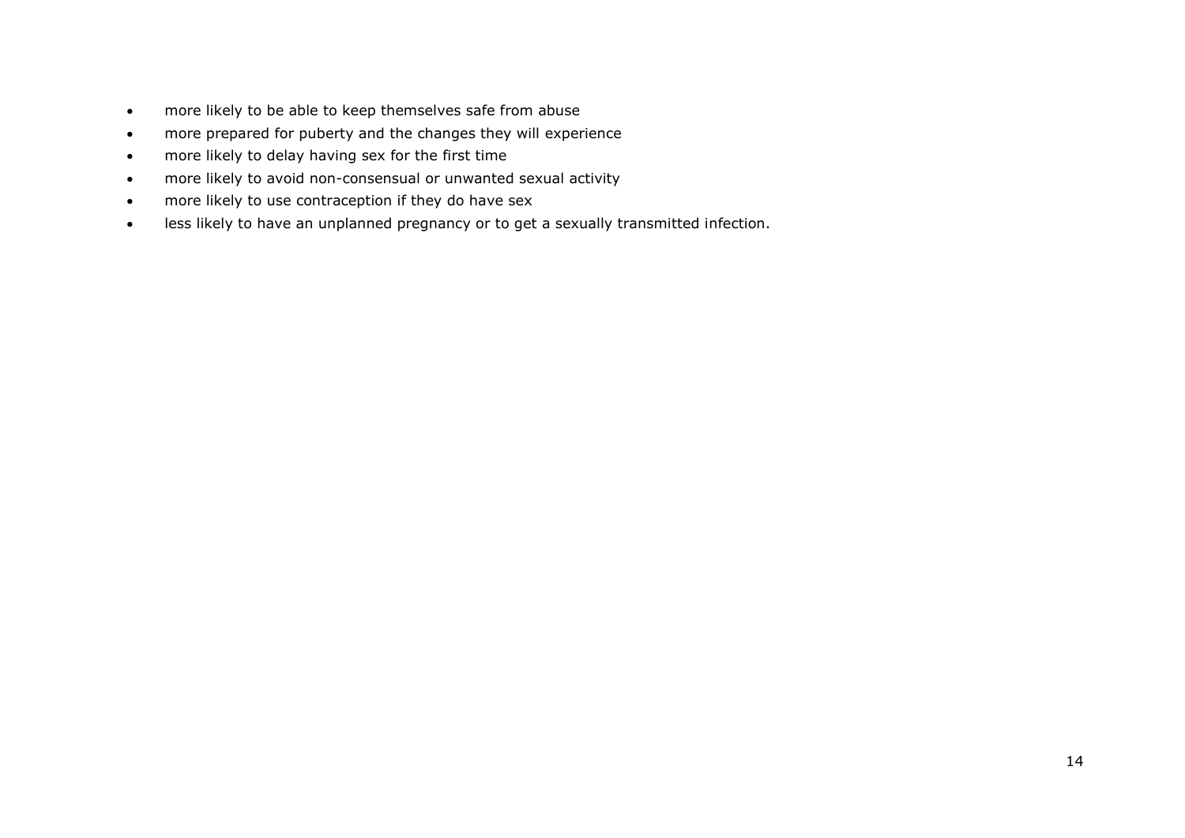- more likely to be able to keep themselves safe from abuse
- more prepared for puberty and the changes they will experience
- more likely to delay having sex for the first time
- more likely to avoid non-consensual or unwanted sexual activity
- more likely to use contraception if they do have sex
- less likely to have an unplanned pregnancy or to get a sexually transmitted infection.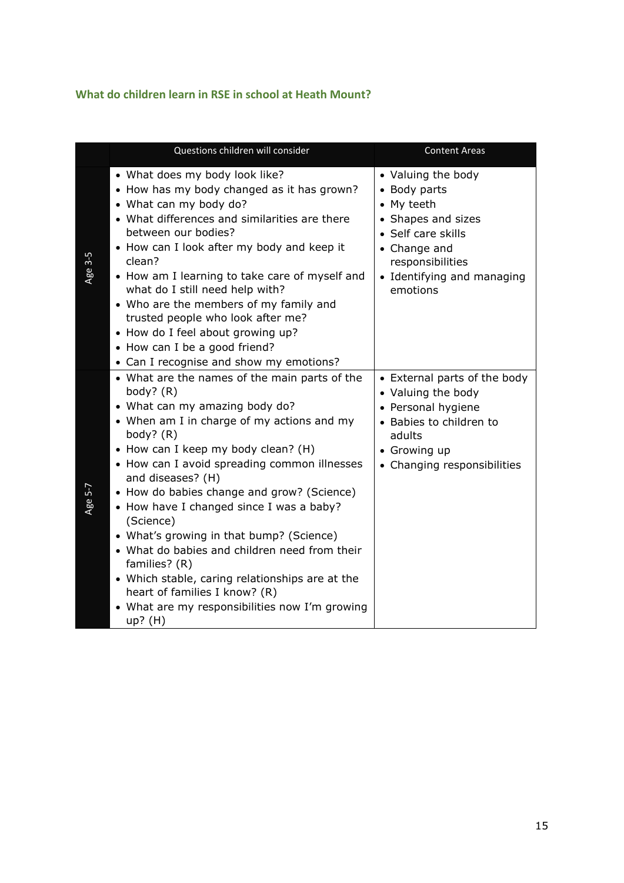### What do children learn in RSE in school at Heath Mount?

| | Questions children will consider | Content Areas |
|---|---|---|
| Age 3-5 | • What does my body look like?<br>• How has my body changed as it has grown?<br>• What can my body do?<br>• What differences and similarities are there between our bodies?<br>• How can I look after my body and keep it clean?<br>• How am I learning to take care of myself and what do I still need help with?<br>• Who are the members of my family and trusted people who look after me?<br>• How do I feel about growing up?<br>• How can I be a good friend?<br>• Can I recognise and show my emotions? | • Valuing the body<br>• Body parts<br>• My teeth<br>• Shapes and sizes<br>• Self care skills<br>• Change and responsibilities<br>• Identifying and managing emotions |
| Age 5-7 | • What are the names of the main parts of the body? (R)<br>• What can my amazing body do?<br>• When am I in charge of my actions and my body? (R)<br>• How can I keep my body clean? (H)<br>• How can I avoid spreading common illnesses and diseases? (H)<br>• How do babies change and grow? (Science)<br>• How have I changed since I was a baby? (Science)<br>• What's growing in that bump? (Science)<br>• What do babies and children need from their families? (R)<br>• Which stable, caring relationships are at the heart of families I know? (R)<br>• What are my responsibilities now I'm growing up? (H) | • External parts of the body<br>• Valuing the body<br>• Personal hygiene<br>• Babies to children to adults<br>• Growing up<br>• Changing responsibilities |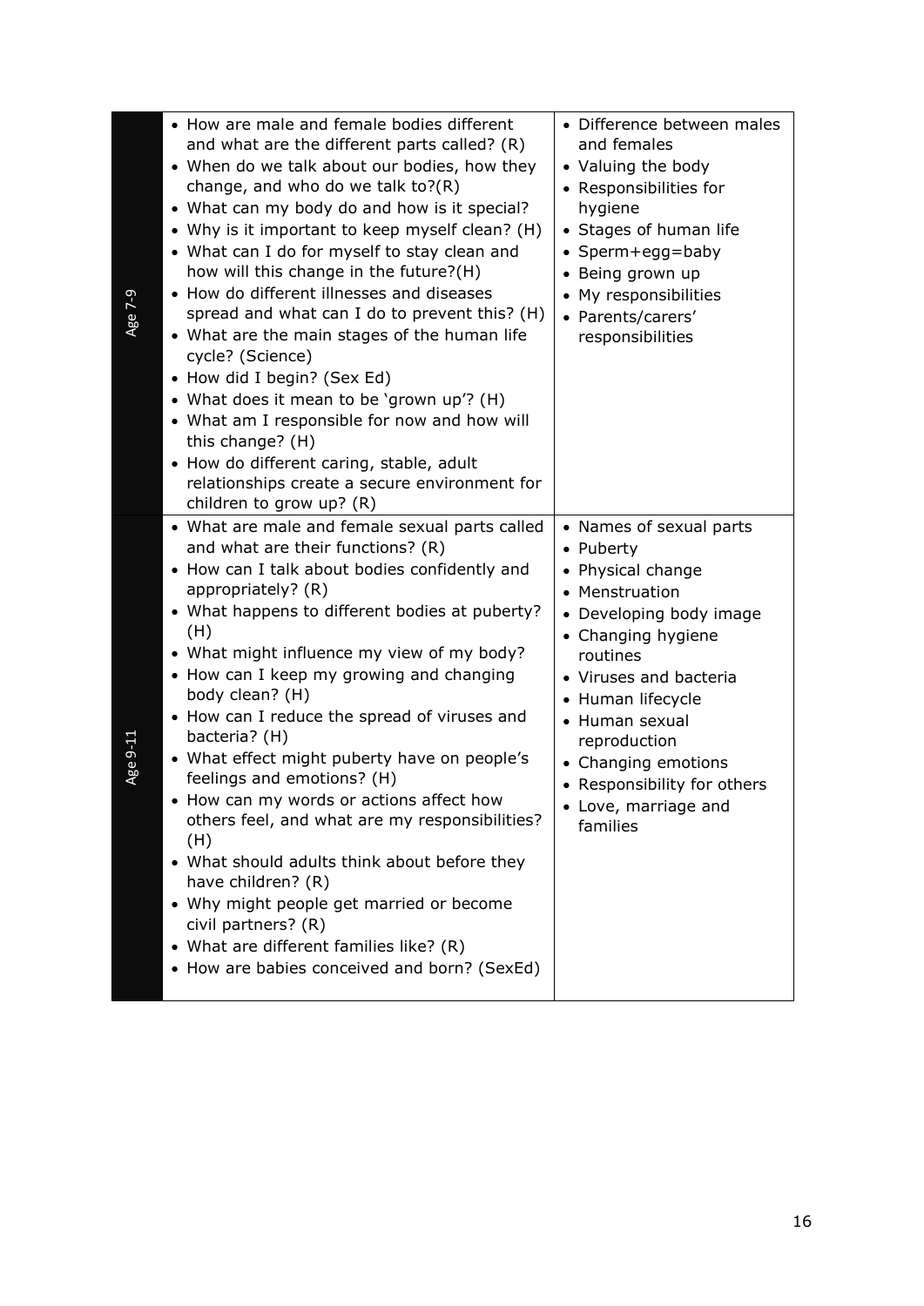| | | |
|---|---|---|
| Age 7-9 | • How are male and female bodies different and what are the different parts called? (R)<br>• When do we talk about our bodies, how they change, and who do we talk to?(R)<br>• What can my body do and how is it special?<br>• Why is it important to keep myself clean? (H)<br>• What can I do for myself to stay clean and how will this change in the future?(H)<br>• How do different illnesses and diseases spread and what can I do to prevent this? (H)<br>• What are the main stages of the human life cycle? (Science)<br>• How did I begin? (Sex Ed)<br>• What does it mean to be 'grown up'? (H)<br>• What am I responsible for now and how will this change? (H)<br>• How do different caring, stable, adult relationships create a secure environment for children to grow up? (R) | • Difference between males and females<br>• Valuing the body<br>• Responsibilities for hygiene<br>• Stages of human life<br>• Sperm+egg=baby<br>• Being grown up<br>• My responsibilities<br>• Parents/carers' responsibilities |
| Age 9-11 | • What are male and female sexual parts called and what are their functions? (R)<br>• How can I talk about bodies confidently and appropriately? (R)<br>• What happens to different bodies at puberty? (H)<br>• What might influence my view of my body?<br>• How can I keep my growing and changing body clean? (H)<br>• How can I reduce the spread of viruses and bacteria? (H)<br>• What effect might puberty have on people's feelings and emotions? (H)<br>• How can my words or actions affect how others feel, and what are my responsibilities? (H)<br>• What should adults think about before they have children? (R)<br>• Why might people get married or become civil partners? (R)<br>• What are different families like? (R)<br>• How are babies conceived and born? (SexEd) | • Names of sexual parts<br>• Puberty<br>• Physical change<br>• Menstruation<br>• Developing body image<br>• Changing hygiene routines<br>• Viruses and bacteria<br>• Human lifecycle<br>• Human sexual reproduction<br>• Changing emotions<br>• Responsibility for others<br>• Love, marriage and families |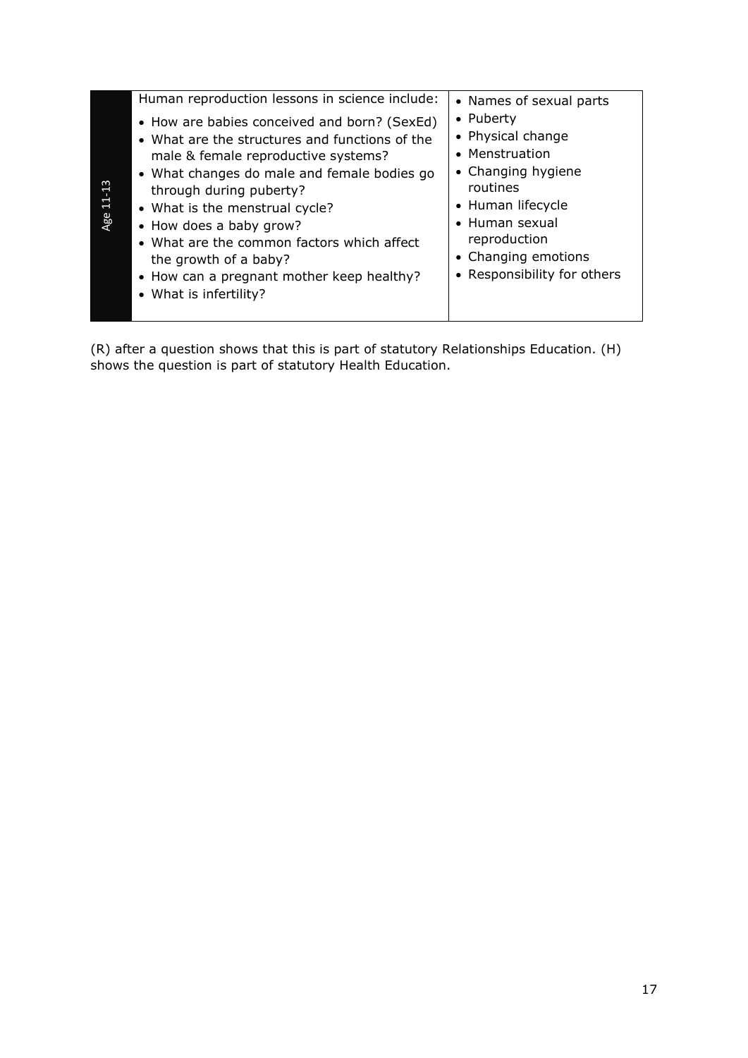| Age 11-13 | Human reproduction lessons in science include:<br>• How are babies conceived and born? (SexEd)<br>• What are the structures and functions of the male & female reproductive systems?<br>• What changes do male and female bodies go through during puberty?<br>• What is the menstrual cycle?<br>• How does a baby grow?<br>• What are the common factors which affect the growth of a baby?<br>• How can a pregnant mother keep healthy?<br>• What is infertility? | • Names of sexual parts<br>• Puberty<br>• Physical change<br>• Menstruation<br>• Changing hygiene routines<br>• Human lifecycle<br>• Human sexual reproduction<br>• Changing emotions<br>• Responsibility for others |
|---|---|---|

(R) after a question shows that this is part of statutory Relationships Education. (H) shows the question is part of statutory Health Education.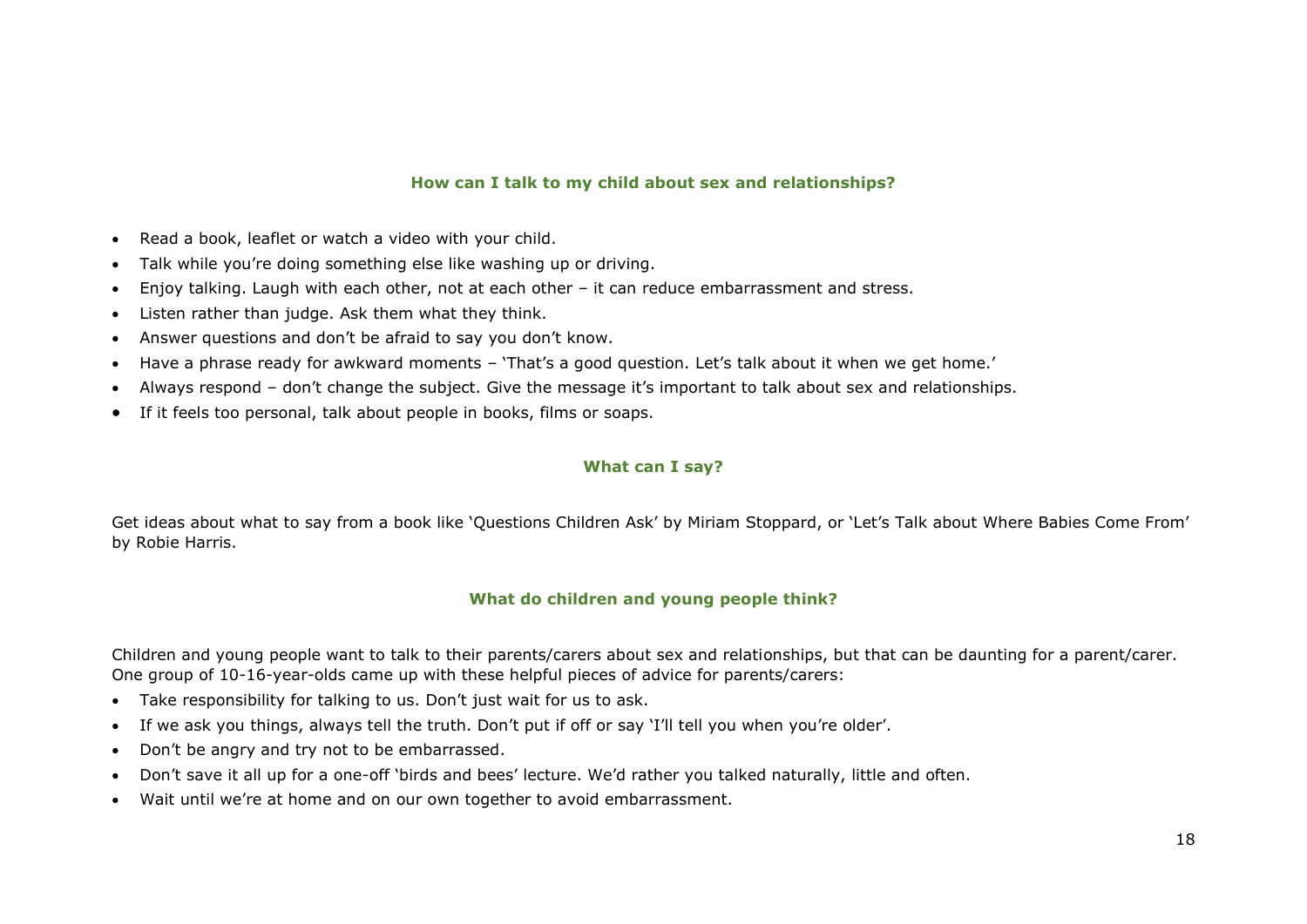### How can I talk to my child about sex and relationships?

- Read a book, leaflet or watch a video with your child.
- Talk while you're doing something else like washing up or driving.
- Enjoy talking. Laugh with each other, not at each other – it can reduce embarrassment and stress.
- Listen rather than judge. Ask them what they think.
- Answer questions and don't be afraid to say you don't know.
- Have a phrase ready for awkward moments – 'That's a good question. Let's talk about it when we get home.'
- Always respond – don't change the subject. Give the message it's important to talk about sex and relationships.
- If it feels too personal, talk about people in books, films or soaps.

### What can I say?

Get ideas about what to say from a book like 'Questions Children Ask' by Miriam Stoppard, or 'Let's Talk about Where Babies Come From' by Robie Harris.

### What do children and young people think?

Children and young people want to talk to their parents/carers about sex and relationships, but that can be daunting for a parent/carer. One group of 10-16-year-olds came up with these helpful pieces of advice for parents/carers:

- Take responsibility for talking to us. Don't just wait for us to ask.
- If we ask you things, always tell the truth. Don't put if off or say 'I'll tell you when you're older'.
- Don't be angry and try not to be embarrassed.
- Don't save it all up for a one-off 'birds and bees' lecture. We'd rather you talked naturally, little and often.
- Wait until we're at home and on our own together to avoid embarrassment.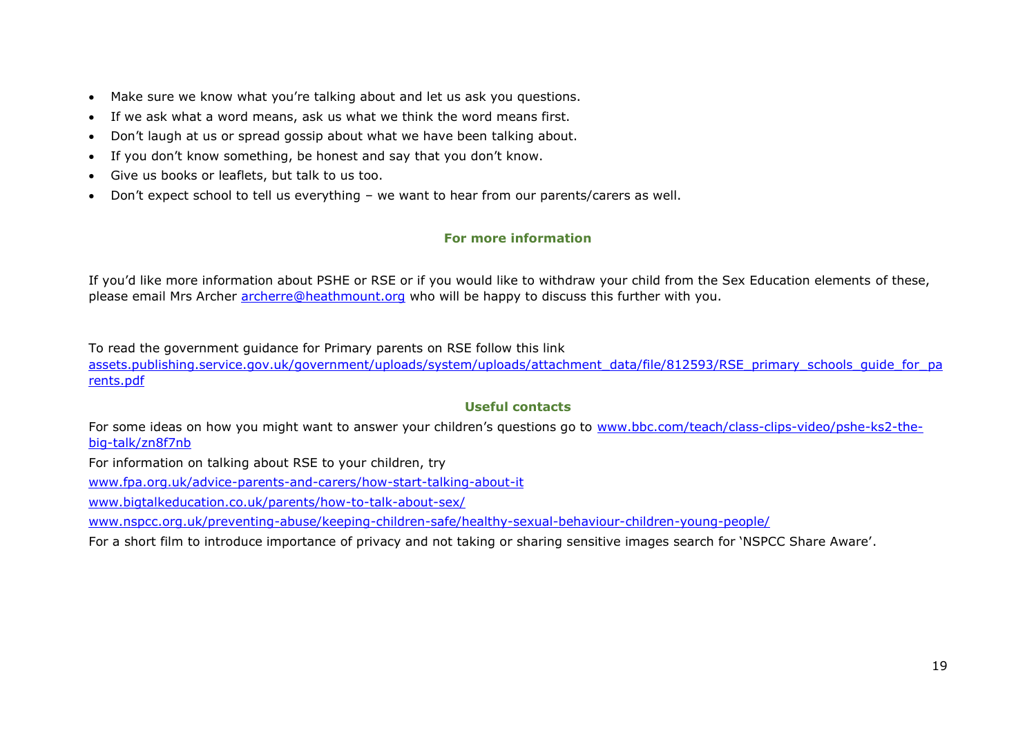- Make sure we know what you're talking about and let us ask you questions.
- If we ask what a word means, ask us what we think the word means first.
- Don't laugh at us or spread gossip about what we have been talking about.
- If you don't know something, be honest and say that you don't know.
- Give us books or leaflets, but talk to us too.
- Don't expect school to tell us everything – we want to hear from our parents/carers as well.

## For more information

If you'd like more information about PSHE or RSE or if you would like to withdraw your child from the Sex Education elements of these, please email Mrs Archer archerre@heathmount.org who will be happy to discuss this further with you.

To read the government guidance for Primary parents on RSE follow this link
assets.publishing.service.gov.uk/government/uploads/system/uploads/attachment_data/file/812593/RSE_primary_schools_guide_for_parents.pdf

## Useful contacts

For some ideas on how you might want to answer your children's questions go to www.bbc.com/teach/class-clips-video/pshe-ks2-the-big-talk/zn8f7nb

For information on talking about RSE to your children, try

www.fpa.org.uk/advice-parents-and-carers/how-start-talking-about-it

www.bigtalkeducation.co.uk/parents/how-to-talk-about-sex/

www.nspcc.org.uk/preventing-abuse/keeping-children-safe/healthy-sexual-behaviour-children-young-people/

For a short film to introduce importance of privacy and not taking or sharing sensitive images search for 'NSPCC Share Aware'.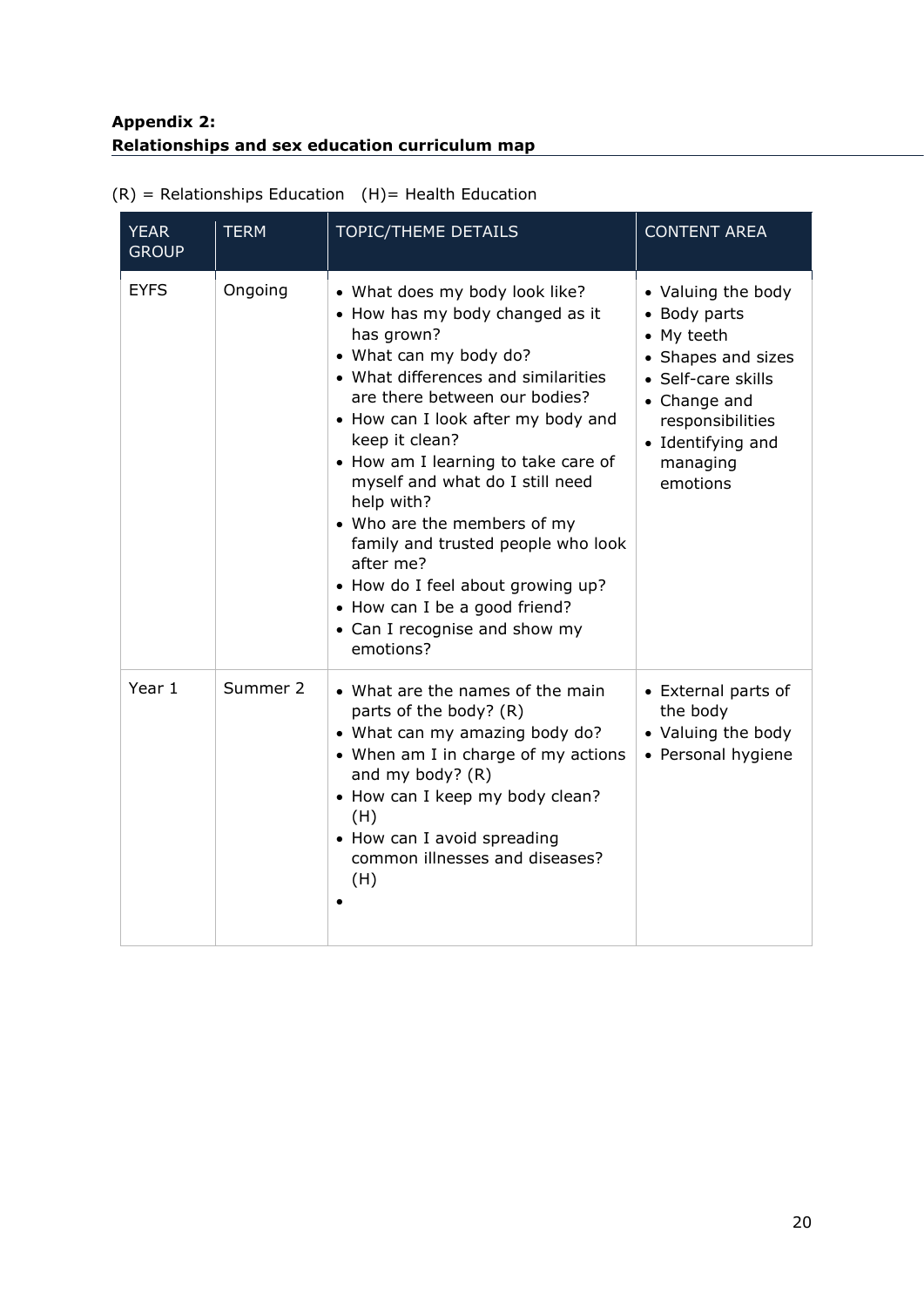**Appendix 2:**
**Relationships and sex education curriculum map**

(R) = Relationships Education (H)= Health Education

| YEAR GROUP | TERM | TOPIC/THEME DETAILS | CONTENT AREA |
|---|---|---|---|
| EYFS | Ongoing | • What does my body look like?<br>• How has my body changed as it has grown?<br>• What can my body do?<br>• What differences and similarities are there between our bodies?<br>• How can I look after my body and keep it clean?<br>• How am I learning to take care of myself and what do I still need help with?<br>• Who are the members of my family and trusted people who look after me?<br>• How do I feel about growing up?<br>• How can I be a good friend?<br>• Can I recognise and show my emotions? | • Valuing the body<br>• Body parts<br>• My teeth<br>• Shapes and sizes<br>• Self-care skills<br>• Change and responsibilities<br>• Identifying and managing emotions |
| Year 1 | Summer 2 | • What are the names of the main parts of the body? (R)<br>• What can my amazing body do?<br>• When am I in charge of my actions and my body? (R)<br>• How can I keep my body clean? (H)<br>• How can I avoid spreading common illnesses and diseases? (H)<br>• | • External parts of the body<br>• Valuing the body<br>• Personal hygiene |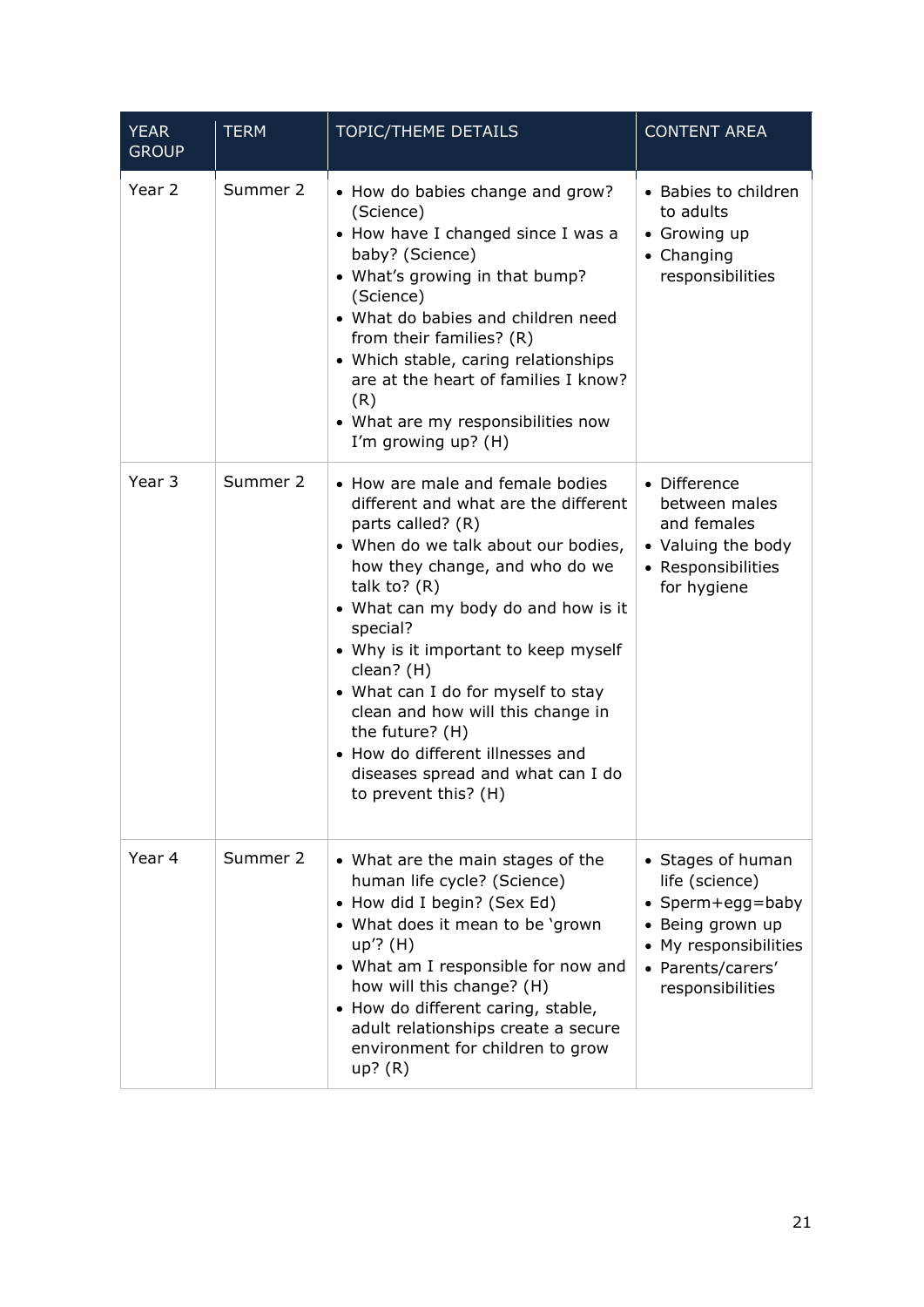| YEAR GROUP | TERM | TOPIC/THEME DETAILS | CONTENT AREA |
|---|---|---|---|
| Year 2 | Summer 2 | • How do babies change and grow? (Science)<br>• How have I changed since I was a baby? (Science)<br>• What's growing in that bump? (Science)<br>• What do babies and children need from their families? (R)<br>• Which stable, caring relationships are at the heart of families I know? (R)<br>• What are my responsibilities now I'm growing up? (H) | • Babies to children to adults<br>• Growing up<br>• Changing responsibilities |
| Year 3 | Summer 2 | • How are male and female bodies different and what are the different parts called? (R)<br>• When do we talk about our bodies, how they change, and who do we talk to? (R)<br>• What can my body do and how is it special?<br>• Why is it important to keep myself clean? (H)<br>• What can I do for myself to stay clean and how will this change in the future? (H)<br>• How do different illnesses and diseases spread and what can I do to prevent this? (H) | • Difference between males and females<br>• Valuing the body<br>• Responsibilities for hygiene |
| Year 4 | Summer 2 | • What are the main stages of the human life cycle? (Science)<br>• How did I begin? (Sex Ed)<br>• What does it mean to be 'grown up'? (H)<br>• What am I responsible for now and how will this change? (H)<br>• How do different caring, stable, adult relationships create a secure environment for children to grow up? (R) | • Stages of human life (science)<br>• Sperm+egg=baby<br>• Being grown up<br>• My responsibilities<br>• Parents/carers' responsibilities |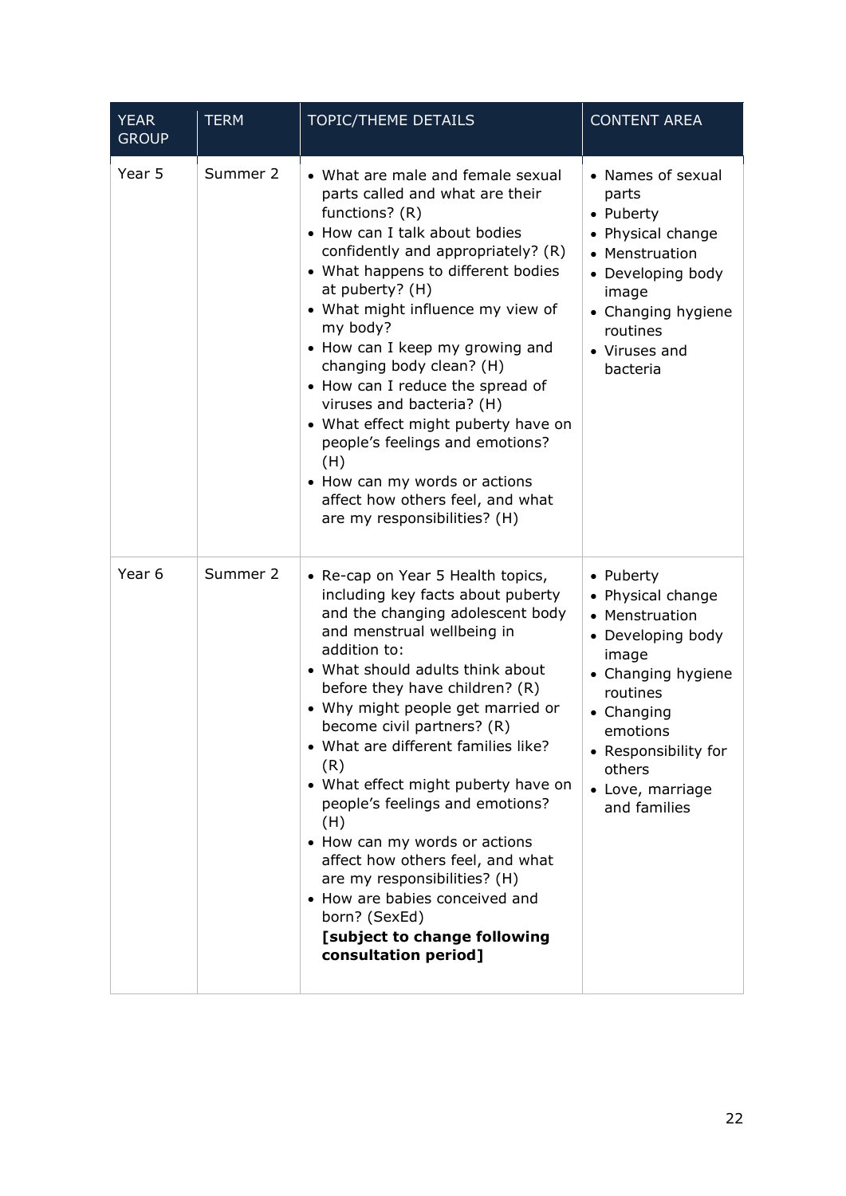| YEAR GROUP | TERM | TOPIC/THEME DETAILS | CONTENT AREA |
| --- | --- | --- | --- |
| Year 5 | Summer 2 | • What are male and female sexual parts called and what are their functions? (R)<br>• How can I talk about bodies confidently and appropriately? (R)<br>• What happens to different bodies at puberty? (H)<br>• What might influence my view of my body?<br>• How can I keep my growing and changing body clean? (H)<br>• How can I reduce the spread of viruses and bacteria? (H)<br>• What effect might puberty have on people's feelings and emotions? (H)<br>• How can my words or actions affect how others feel, and what are my responsibilities? (H) | • Names of sexual parts<br>• Puberty<br>• Physical change<br>• Menstruation<br>• Developing body image<br>• Changing hygiene routines<br>• Viruses and bacteria |
| Year 6 | Summer 2 | • Re-cap on Year 5 Health topics, including key facts about puberty and the changing adolescent body and menstrual wellbeing in addition to:<br>• What should adults think about before they have children? (R)<br>• Why might people get married or become civil partners? (R)<br>• What are different families like? (R)<br>• What effect might puberty have on people's feelings and emotions? (H)<br>• How can my words or actions affect how others feel, and what are my responsibilities? (H)<br>• How are babies conceived and born? (SexEd)<br>**[subject to change following consultation period]** | • Puberty<br>• Physical change<br>• Menstruation<br>• Developing body image<br>• Changing hygiene routines<br>• Changing emotions<br>• Responsibility for others<br>• Love, marriage and families |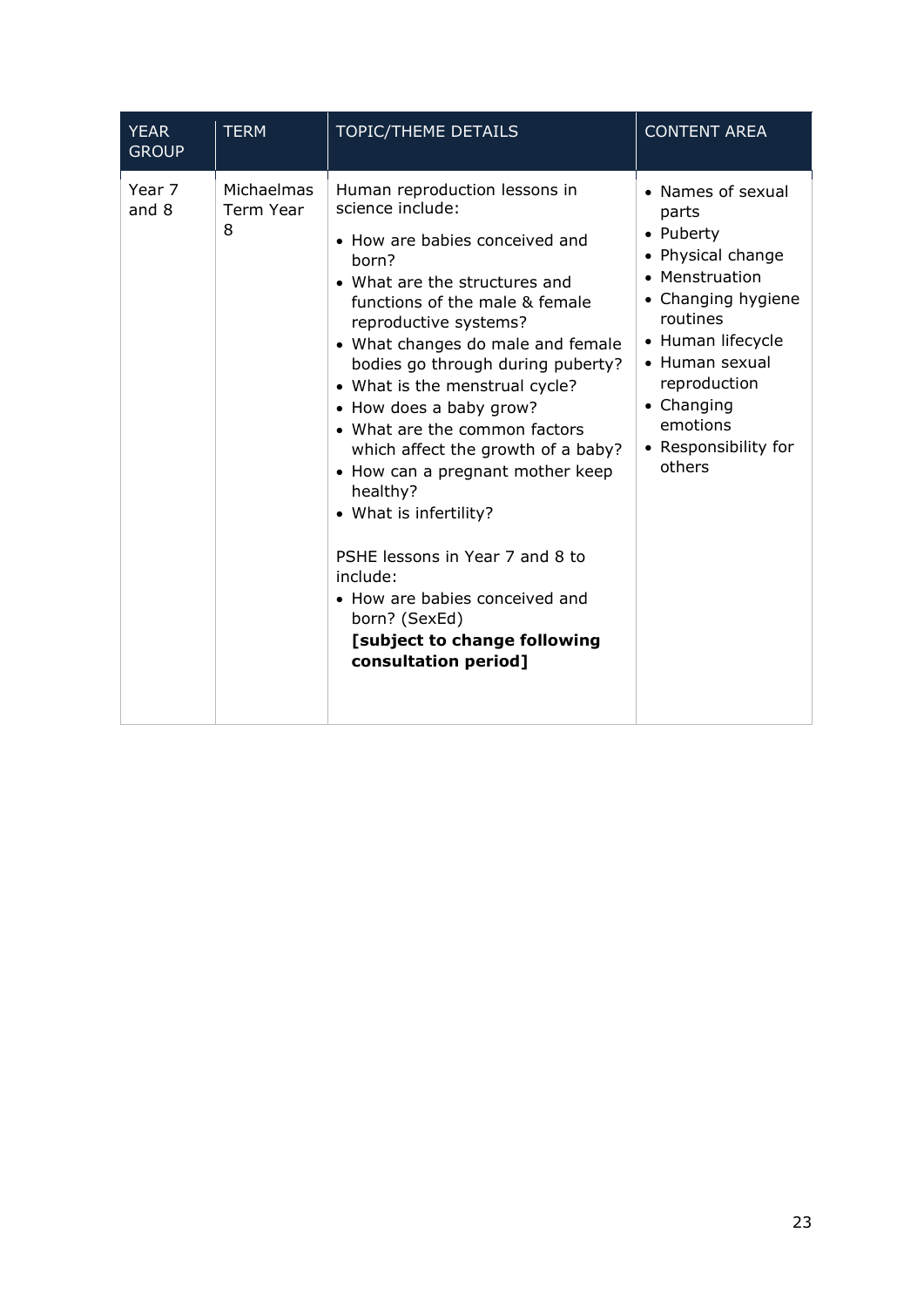| YEAR GROUP | TERM | TOPIC/THEME DETAILS | CONTENT AREA |
|---|---|---|---|
| Year 7 and 8 | Michaelmas Term Year 8 | Human reproduction lessons in science include:<br>• How are babies conceived and born?<br>• What are the structures and functions of the male & female reproductive systems?<br>• What changes do male and female bodies go through during puberty?<br>• What is the menstrual cycle?<br>• How does a baby grow?<br>• What are the common factors which affect the growth of a baby?<br>• How can a pregnant mother keep healthy?<br>• What is infertility?<br><br>PSHE lessons in Year 7 and 8 to include:<br>• How are babies conceived and born? (SexEd) **[subject to change following consultation period]** | • Names of sexual parts<br>• Puberty<br>• Physical change<br>• Menstruation<br>• Changing hygiene routines<br>• Human lifecycle<br>• Human sexual reproduction<br>• Changing emotions<br>• Responsibility for others |